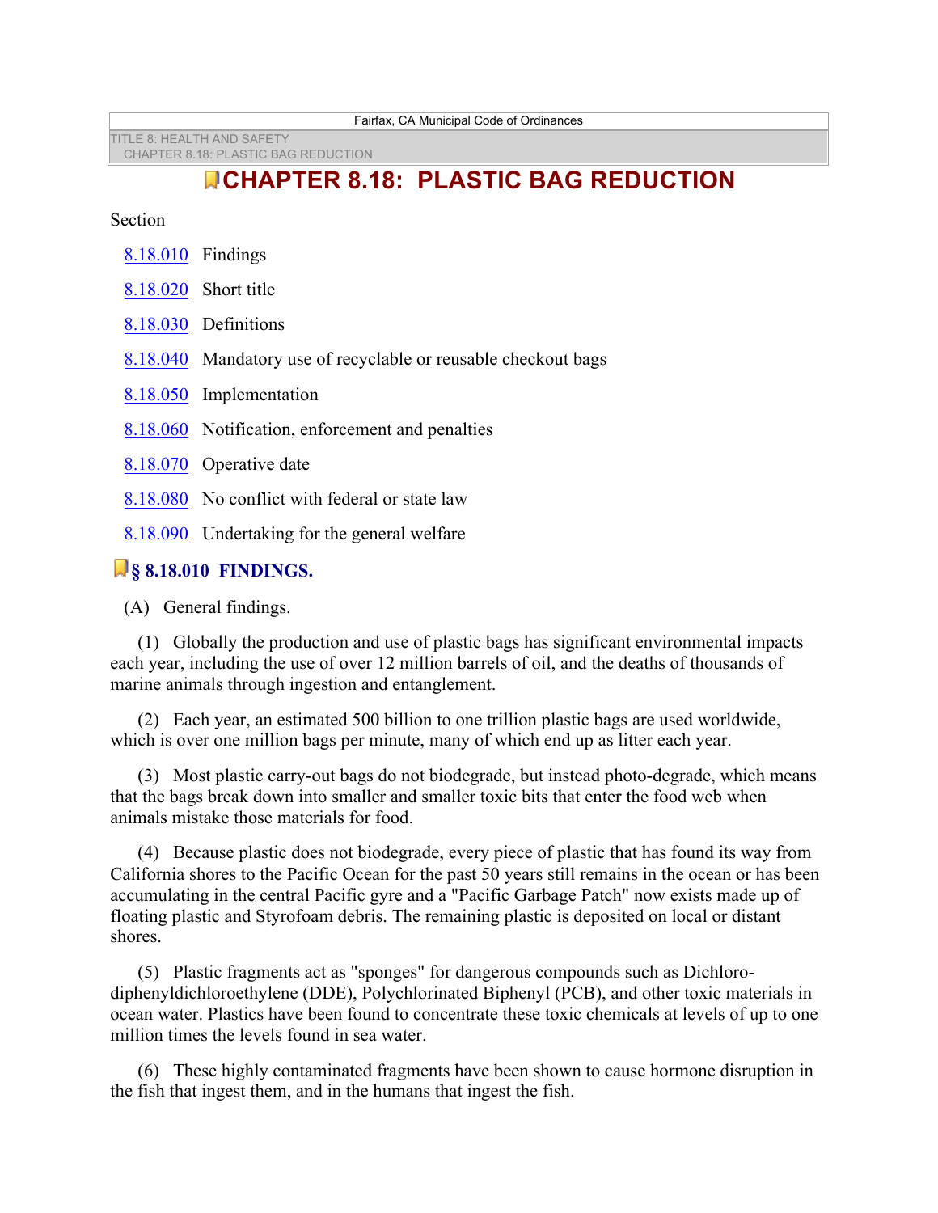# CHAPTER 8.18: PLASTIC BAG REDUCTION

Section

- 8.18.010 Findings
- 8.18.020 Short title
- 8.18.030 Definitions
- 8.18.040 Mandatory use of recyclable or reusable checkout bags
- 8.18.050 Implementation
- 8.18.060 Notification, enforcement and penalties
- 8.18.070 Operative date
- 8.18.080 No conflict with federal or state law
- 8.18.090 Undertaking for the general welfare

## § 8.18.010 FINDINGS.

(A) General findings.

(1) Globally the production and use of plastic bags has significant environmental impacts each year, including the use of over 12 million barrels of oil, and the deaths of thousands of marine animals through ingestion and entanglement.

(2) Each year, an estimated 500 billion to one trillion plastic bags are used worldwide, which is over one million bags per minute, many of which end up as litter each year.

(3) Most plastic carry-out bags do not biodegrade, but instead photo-degrade, which means that the bags break down into smaller and smaller toxic bits that enter the food web when animals mistake those materials for food.

(4) Because plastic does not biodegrade, every piece of plastic that has found its way from California shores to the Pacific Ocean for the past 50 years still remains in the ocean or has been accumulating in the central Pacific gyre and a "Pacific Garbage Patch" now exists made up of floating plastic and Styrofoam debris. The remaining plastic is deposited on local or distant shores.

(5) Plastic fragments act as "sponges" for dangerous compounds such as Dichloro-diphenyldichloroethylene (DDE), Polychlorinated Biphenyl (PCB), and other toxic materials in ocean water. Plastics have been found to concentrate these toxic chemicals at levels of up to one million times the levels found in sea water.

(6) These highly contaminated fragments have been shown to cause hormone disruption in the fish that ingest them, and in the humans that ingest the fish.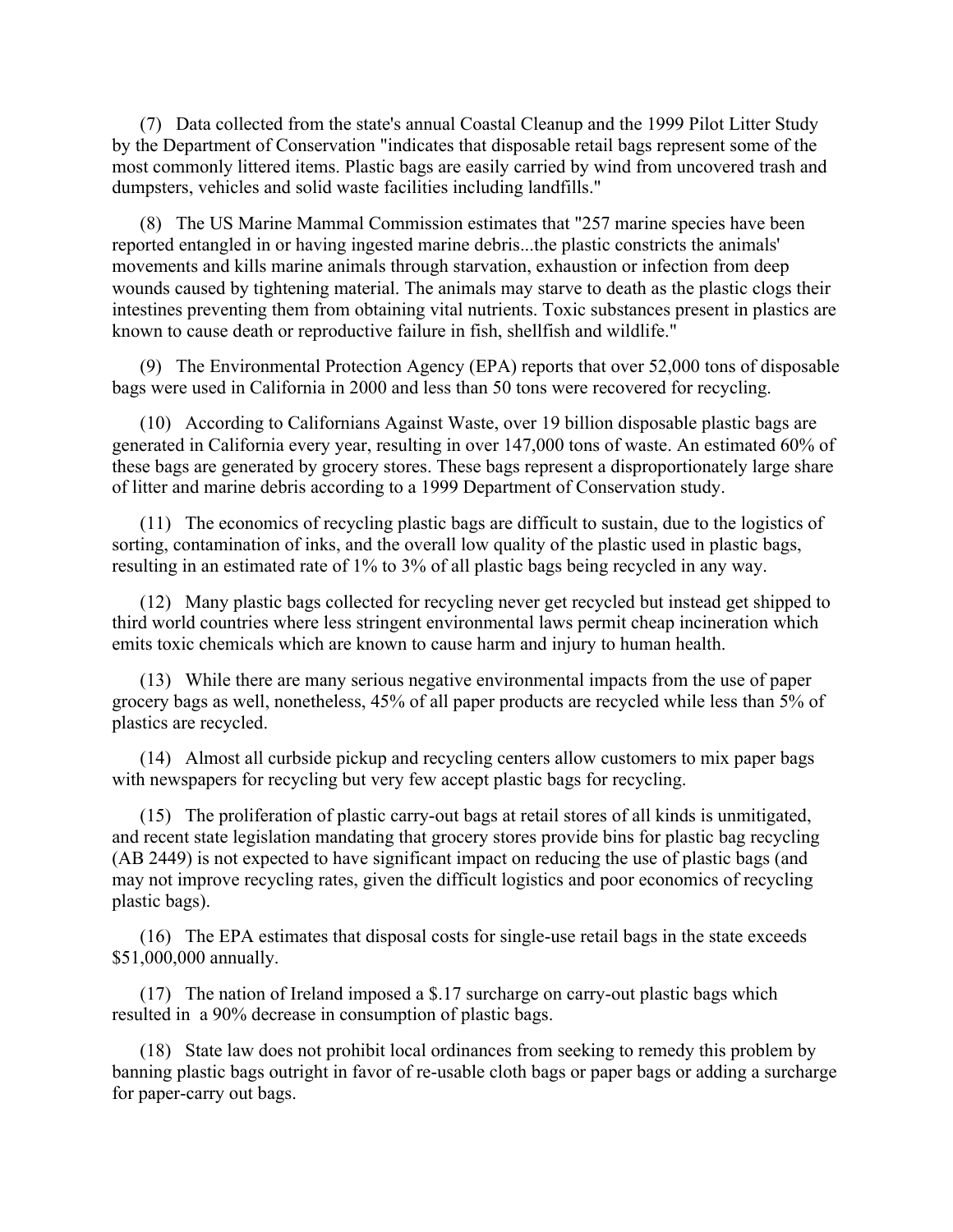(7) Data collected from the state's annual Coastal Cleanup and the 1999 Pilot Litter Study by the Department of Conservation "indicates that disposable retail bags represent some of the most commonly littered items. Plastic bags are easily carried by wind from uncovered trash and dumpsters, vehicles and solid waste facilities including landfills."

(8) The US Marine Mammal Commission estimates that "257 marine species have been reported entangled in or having ingested marine debris...the plastic constricts the animals' movements and kills marine animals through starvation, exhaustion or infection from deep wounds caused by tightening material. The animals may starve to death as the plastic clogs their intestines preventing them from obtaining vital nutrients. Toxic substances present in plastics are known to cause death or reproductive failure in fish, shellfish and wildlife."

(9) The Environmental Protection Agency (EPA) reports that over 52,000 tons of disposable bags were used in California in 2000 and less than 50 tons were recovered for recycling.

(10) According to Californians Against Waste, over 19 billion disposable plastic bags are generated in California every year, resulting in over 147,000 tons of waste. An estimated 60% of these bags are generated by grocery stores. These bags represent a disproportionately large share of litter and marine debris according to a 1999 Department of Conservation study.

(11) The economics of recycling plastic bags are difficult to sustain, due to the logistics of sorting, contamination of inks, and the overall low quality of the plastic used in plastic bags, resulting in an estimated rate of 1% to 3% of all plastic bags being recycled in any way.

(12) Many plastic bags collected for recycling never get recycled but instead get shipped to third world countries where less stringent environmental laws permit cheap incineration which emits toxic chemicals which are known to cause harm and injury to human health.

(13) While there are many serious negative environmental impacts from the use of paper grocery bags as well, nonetheless, 45% of all paper products are recycled while less than 5% of plastics are recycled.

(14) Almost all curbside pickup and recycling centers allow customers to mix paper bags with newspapers for recycling but very few accept plastic bags for recycling.

(15) The proliferation of plastic carry-out bags at retail stores of all kinds is unmitigated, and recent state legislation mandating that grocery stores provide bins for plastic bag recycling (AB 2449) is not expected to have significant impact on reducing the use of plastic bags (and may not improve recycling rates, given the difficult logistics and poor economics of recycling plastic bags).

(16) The EPA estimates that disposal costs for single-use retail bags in the state exceeds $51,000,000 annually.

(17) The nation of Ireland imposed a $.17 surcharge on carry-out plastic bags which resulted in a 90% decrease in consumption of plastic bags.

(18) State law does not prohibit local ordinances from seeking to remedy this problem by banning plastic bags outright in favor of re-usable cloth bags or paper bags or adding a surcharge for paper-carry out bags.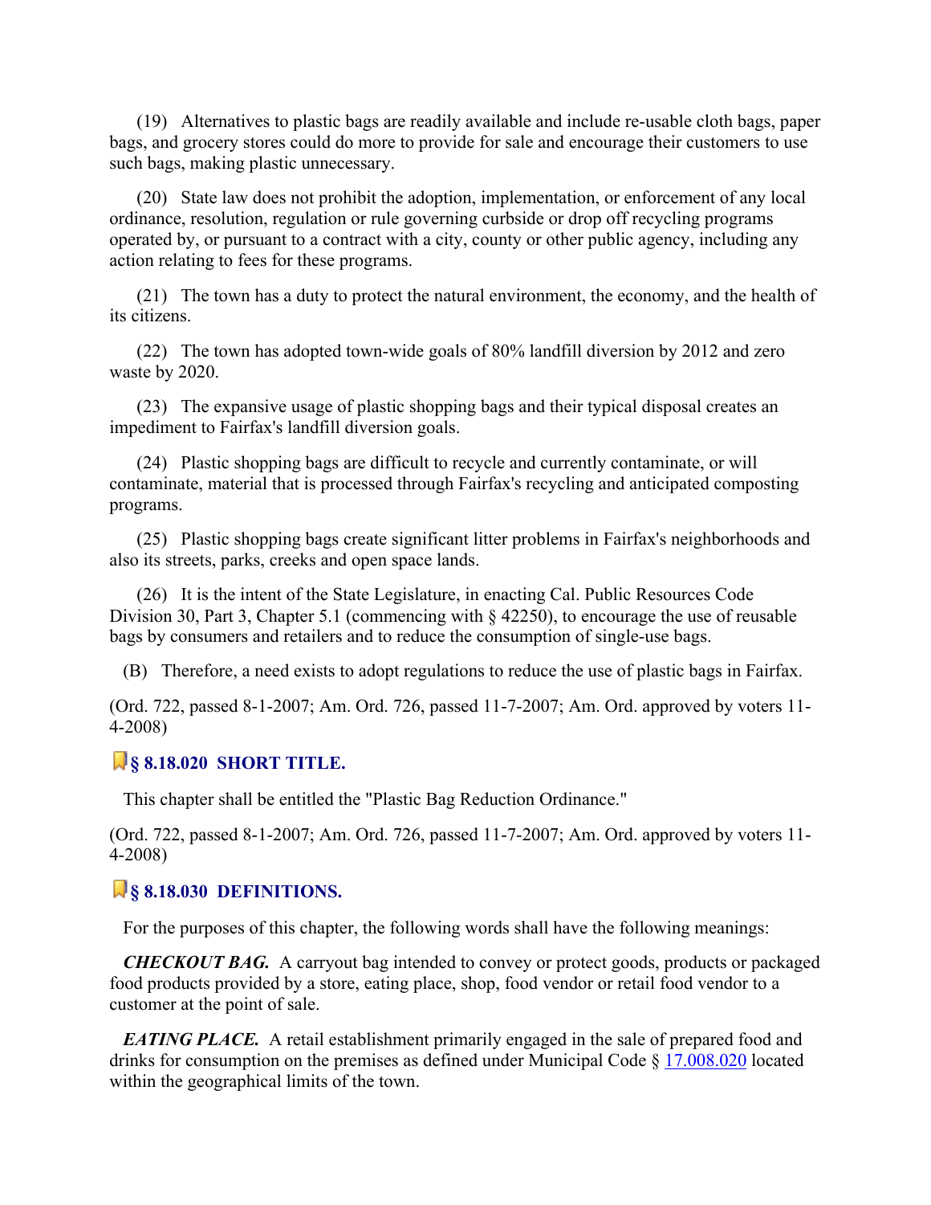(19) Alternatives to plastic bags are readily available and include re-usable cloth bags, paper bags, and grocery stores could do more to provide for sale and encourage their customers to use such bags, making plastic unnecessary.

(20) State law does not prohibit the adoption, implementation, or enforcement of any local ordinance, resolution, regulation or rule governing curbside or drop off recycling programs operated by, or pursuant to a contract with a city, county or other public agency, including any action relating to fees for these programs.

(21) The town has a duty to protect the natural environment, the economy, and the health of its citizens.

(22) The town has adopted town-wide goals of 80% landfill diversion by 2012 and zero waste by 2020.

(23) The expansive usage of plastic shopping bags and their typical disposal creates an impediment to Fairfax's landfill diversion goals.

(24) Plastic shopping bags are difficult to recycle and currently contaminate, or will contaminate, material that is processed through Fairfax's recycling and anticipated composting programs.

(25) Plastic shopping bags create significant litter problems in Fairfax's neighborhoods and also its streets, parks, creeks and open space lands.

(26) It is the intent of the State Legislature, in enacting Cal. Public Resources Code Division 30, Part 3, Chapter 5.1 (commencing with § 42250), to encourage the use of reusable bags by consumers and retailers and to reduce the consumption of single-use bags.

(B) Therefore, a need exists to adopt regulations to reduce the use of plastic bags in Fairfax.

(Ord. 722, passed 8-1-2007; Am. Ord. 726, passed 11-7-2007; Am. Ord. approved by voters 11-4-2008)

### § 8.18.020 SHORT TITLE.

This chapter shall be entitled the "Plastic Bag Reduction Ordinance."

(Ord. 722, passed 8-1-2007; Am. Ord. 726, passed 11-7-2007; Am. Ord. approved by voters 11-4-2008)

### § 8.18.030 DEFINITIONS.

For the purposes of this chapter, the following words shall have the following meanings:

***CHECKOUT BAG.*** A carryout bag intended to convey or protect goods, products or packaged food products provided by a store, eating place, shop, food vendor or retail food vendor to a customer at the point of sale.

***EATING PLACE.*** A retail establishment primarily engaged in the sale of prepared food and drinks for consumption on the premises as defined under Municipal Code § 17.008.020 located within the geographical limits of the town.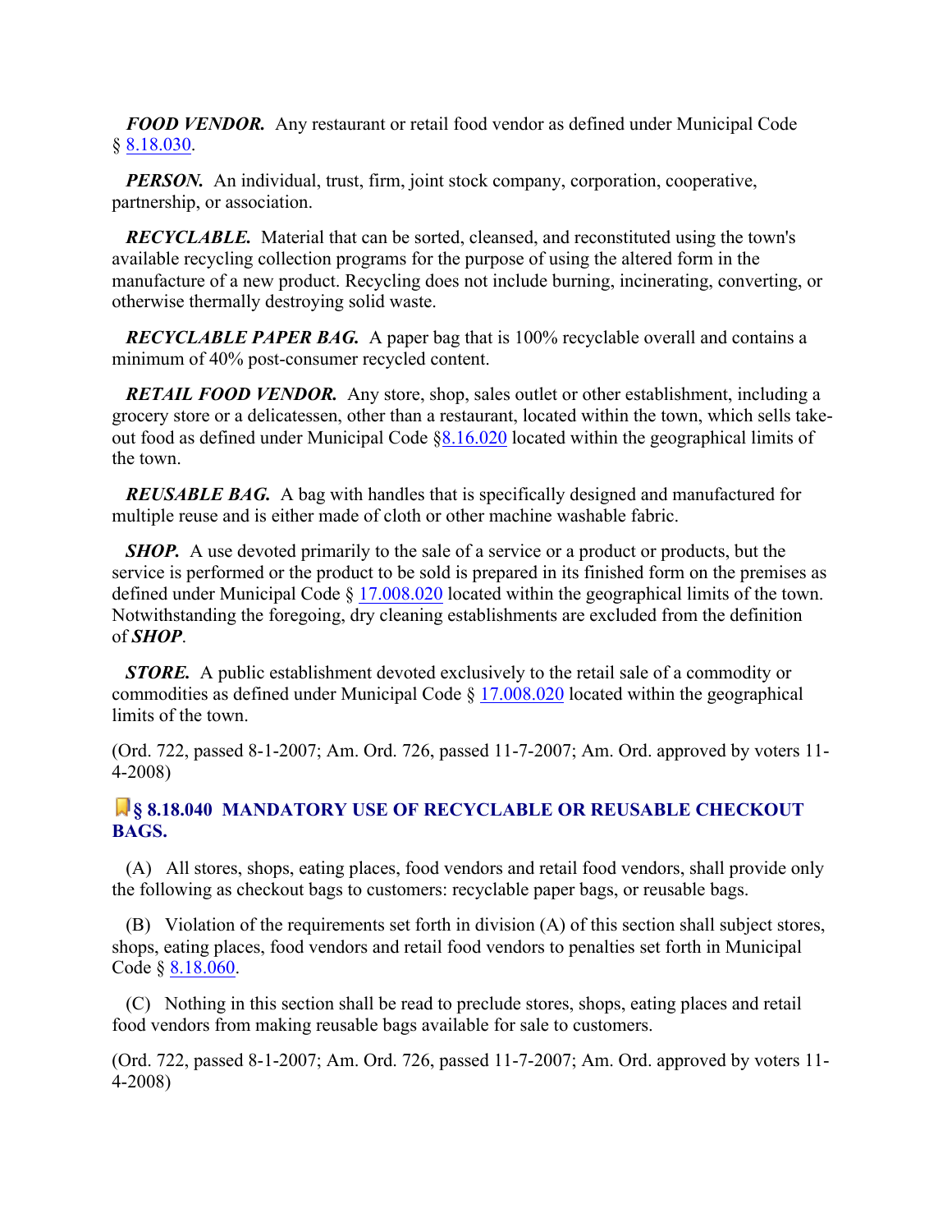***FOOD VENDOR.*** Any restaurant or retail food vendor as defined under Municipal Code § 8.18.030.

***PERSON.*** An individual, trust, firm, joint stock company, corporation, cooperative, partnership, or association.

***RECYCLABLE.*** Material that can be sorted, cleansed, and reconstituted using the town's available recycling collection programs for the purpose of using the altered form in the manufacture of a new product. Recycling does not include burning, incinerating, converting, or otherwise thermally destroying solid waste.

***RECYCLABLE PAPER BAG.*** A paper bag that is 100% recyclable overall and contains a minimum of 40% post-consumer recycled content.

***RETAIL FOOD VENDOR.*** Any store, shop, sales outlet or other establishment, including a grocery store or a delicatessen, other than a restaurant, located within the town, which sells take-out food as defined under Municipal Code §8.16.020 located within the geographical limits of the town.

***REUSABLE BAG.*** A bag with handles that is specifically designed and manufactured for multiple reuse and is either made of cloth or other machine washable fabric.

***SHOP.*** A use devoted primarily to the sale of a service or a product or products, but the service is performed or the product to be sold is prepared in its finished form on the premises as defined under Municipal Code § 17.008.020 located within the geographical limits of the town. Notwithstanding the foregoing, dry cleaning establishments are excluded from the definition of ***SHOP***.

***STORE.*** A public establishment devoted exclusively to the retail sale of a commodity or commodities as defined under Municipal Code § 17.008.020 located within the geographical limits of the town.

(Ord. 722, passed 8-1-2007; Am. Ord. 726, passed 11-7-2007; Am. Ord. approved by voters 11-4-2008)

## § 8.18.040 MANDATORY USE OF RECYCLABLE OR REUSABLE CHECKOUT BAGS.

(A) All stores, shops, eating places, food vendors and retail food vendors, shall provide only the following as checkout bags to customers: recyclable paper bags, or reusable bags.

(B) Violation of the requirements set forth in division (A) of this section shall subject stores, shops, eating places, food vendors and retail food vendors to penalties set forth in Municipal Code § 8.18.060.

(C) Nothing in this section shall be read to preclude stores, shops, eating places and retail food vendors from making reusable bags available for sale to customers.

(Ord. 722, passed 8-1-2007; Am. Ord. 726, passed 11-7-2007; Am. Ord. approved by voters 11-4-2008)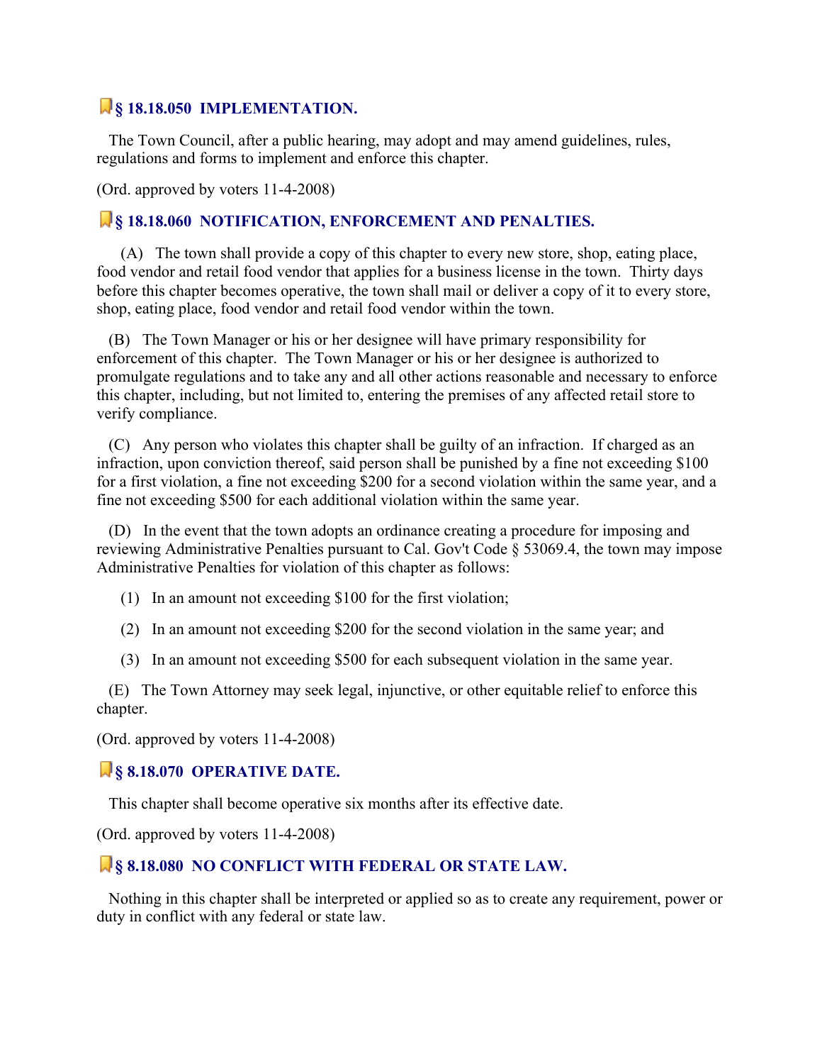### § 18.18.050 IMPLEMENTATION.

The Town Council, after a public hearing, may adopt and may amend guidelines, rules, regulations and forms to implement and enforce this chapter.

(Ord. approved by voters 11-4-2008)

### § 18.18.060 NOTIFICATION, ENFORCEMENT AND PENALTIES.

(A) The town shall provide a copy of this chapter to every new store, shop, eating place, food vendor and retail food vendor that applies for a business license in the town. Thirty days before this chapter becomes operative, the town shall mail or deliver a copy of it to every store, shop, eating place, food vendor and retail food vendor within the town.

(B) The Town Manager or his or her designee will have primary responsibility for enforcement of this chapter. The Town Manager or his or her designee is authorized to promulgate regulations and to take any and all other actions reasonable and necessary to enforce this chapter, including, but not limited to, entering the premises of any affected retail store to verify compliance.

(C) Any person who violates this chapter shall be guilty of an infraction. If charged as an infraction, upon conviction thereof, said person shall be punished by a fine not exceeding $100 for a first violation, a fine not exceeding $200 for a second violation within the same year, and a fine not exceeding $500 for each additional violation within the same year.

(D) In the event that the town adopts an ordinance creating a procedure for imposing and reviewing Administrative Penalties pursuant to Cal. Gov't Code § 53069.4, the town may impose Administrative Penalties for violation of this chapter as follows:

(1) In an amount not exceeding $100 for the first violation;

(2) In an amount not exceeding $200 for the second violation in the same year; and

(3) In an amount not exceeding $500 for each subsequent violation in the same year.

(E) The Town Attorney may seek legal, injunctive, or other equitable relief to enforce this chapter.

(Ord. approved by voters 11-4-2008)

### § 8.18.070 OPERATIVE DATE.

This chapter shall become operative six months after its effective date.

(Ord. approved by voters 11-4-2008)

### § 8.18.080 NO CONFLICT WITH FEDERAL OR STATE LAW.

Nothing in this chapter shall be interpreted or applied so as to create any requirement, power or duty in conflict with any federal or state law.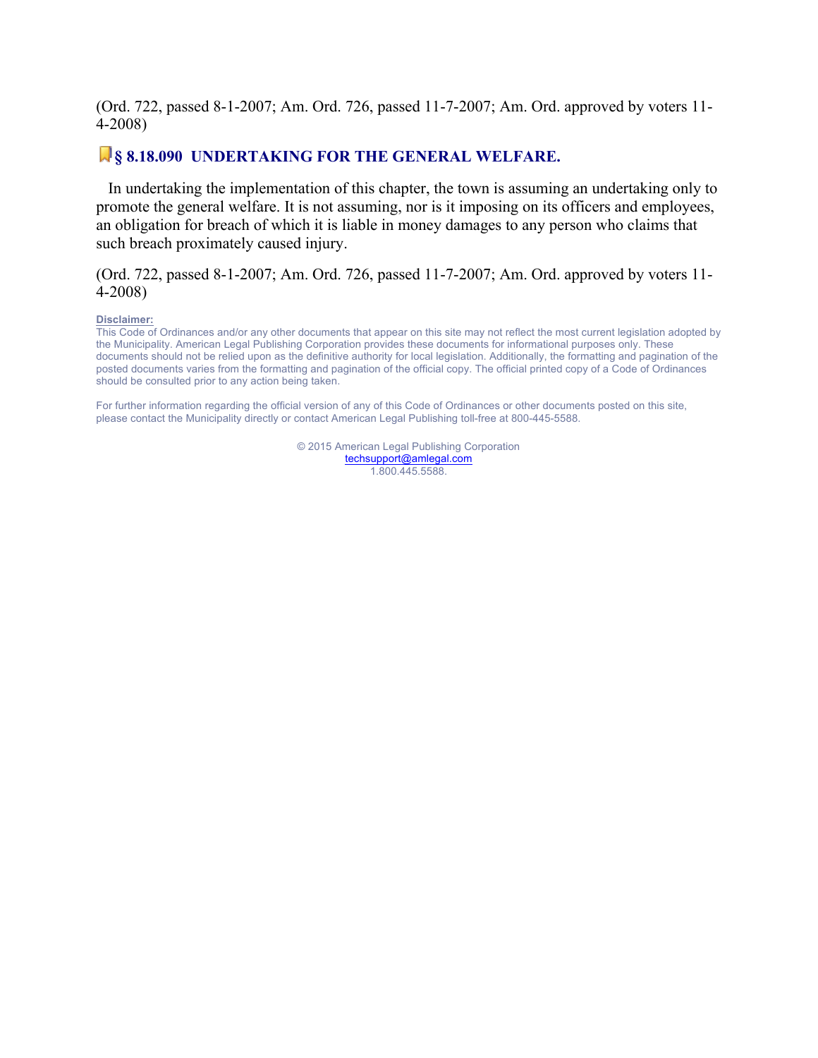(Ord. 722, passed 8-1-2007; Am. Ord. 726, passed 11-7-2007; Am. Ord. approved by voters 11-4-2008)

## § 8.18.090 UNDERTAKING FOR THE GENERAL WELFARE.

In undertaking the implementation of this chapter, the town is assuming an undertaking only to promote the general welfare. It is not assuming, nor is it imposing on its officers and employees, an obligation for breach of which it is liable in money damages to any person who claims that such breach proximately caused injury.

(Ord. 722, passed 8-1-2007; Am. Ord. 726, passed 11-7-2007; Am. Ord. approved by voters 11-4-2008)

**Disclaimer:**
This Code of Ordinances and/or any other documents that appear on this site may not reflect the most current legislation adopted by the Municipality. American Legal Publishing Corporation provides these documents for informational purposes only. These documents should not be relied upon as the definitive authority for local legislation. Additionally, the formatting and pagination of the posted documents varies from the formatting and pagination of the official copy. The official printed copy of a Code of Ordinances should be consulted prior to any action being taken.

For further information regarding the official version of any of this Code of Ordinances or other documents posted on this site, please contact the Municipality directly or contact American Legal Publishing toll-free at 800-445-5588.

© 2015 American Legal Publishing Corporation
techsupport@amlegal.com
1.800.445.5588.